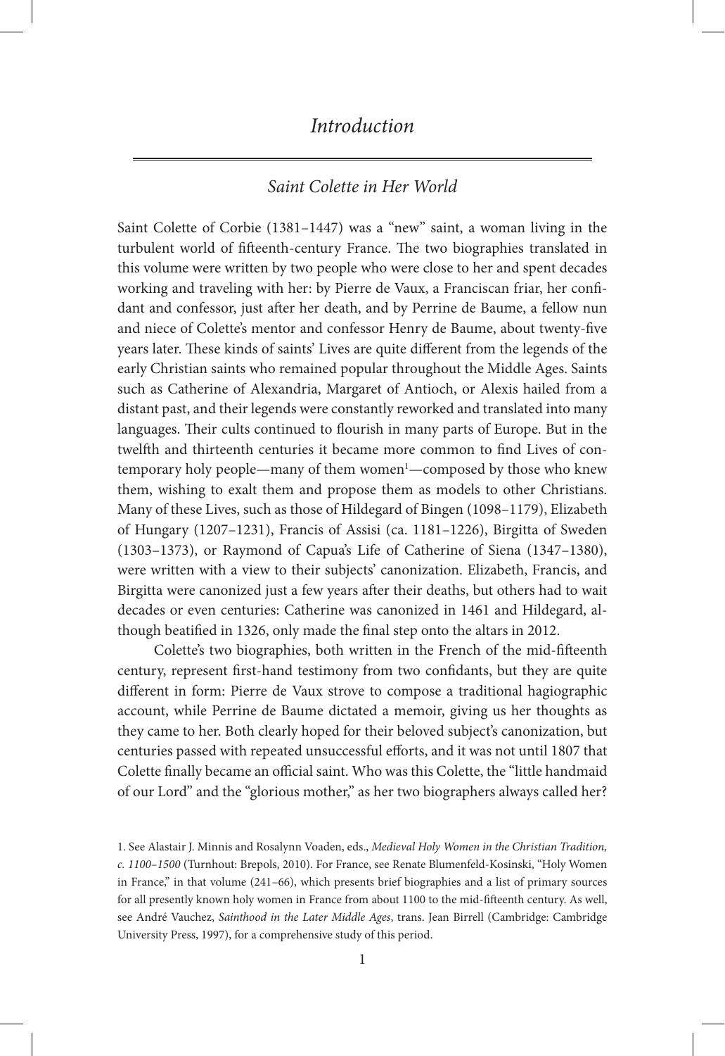# *Introduction*

## *Saint Colette in Her World*

Saint Colette of Corbie (1381–1447) was a "new" saint, a woman living in the turbulent world of fifteenth-century France. The two biographies translated in this volume were written by two people who were close to her and spent decades working and traveling with her: by Pierre de Vaux, a Franciscan friar, her confidant and confessor, just after her death, and by Perrine de Baume, a fellow nun and niece of Colette's mentor and confessor Henry de Baume, about twenty-five years later. These kinds of saints' Lives are quite different from the legends of the early Christian saints who remained popular throughout the Middle Ages. Saints such as Catherine of Alexandria, Margaret of Antioch, or Alexis hailed from a distant past, and their legends were constantly reworked and translated into many languages. Their cults continued to flourish in many parts of Europe. But in the twelfth and thirteenth centuries it became more common to find Lives of contemporary holy people—many of them women[1]—composed by those who knew them, wishing to exalt them and propose them as models to other Christians. Many of these Lives, such as those of Hildegard of Bingen (1098–1179), Elizabeth of Hungary (1207–1231), Francis of Assisi (ca. 1181–1226), Birgitta of Sweden (1303–1373), or Raymond of Capua's Life of Catherine of Siena (1347–1380), were written with a view to their subjects' canonization. Elizabeth, Francis, and Birgitta were canonized just a few years after their deaths, but others had to wait decades or even centuries: Catherine was canonized in 1461 and Hildegard, although beatified in 1326, only made the final step onto the altars in 2012.

Colette's two biographies, both written in the French of the mid-fifteenth century, represent first-hand testimony from two confidants, but they are quite different in form: Pierre de Vaux strove to compose a traditional hagiographic account, while Perrine de Baume dictated a memoir, giving us her thoughts as they came to her. Both clearly hoped for their beloved subject's canonization, but centuries passed with repeated unsuccessful efforts, and it was not until 1807 that Colette finally became an official saint. Who was this Colette, the "little handmaid of our Lord" and the "glorious mother," as her two biographers always called her?

1. See Alastair J. Minnis and Rosalynn Voaden, eds., *Medieval Holy Women in the Christian Tradition, c. 1100–1500* (Turnhout: Brepols, 2010). For France, see Renate Blumenfeld-Kosinski, "Holy Women in France," in that volume (241–66), which presents brief biographies and a list of primary sources for all presently known holy women in France from about 1100 to the mid-fifteenth century. As well, see André Vauchez, *Sainthood in the Later Middle Ages*, trans. Jean Birrell (Cambridge: Cambridge University Press, 1997), for a comprehensive study of this period.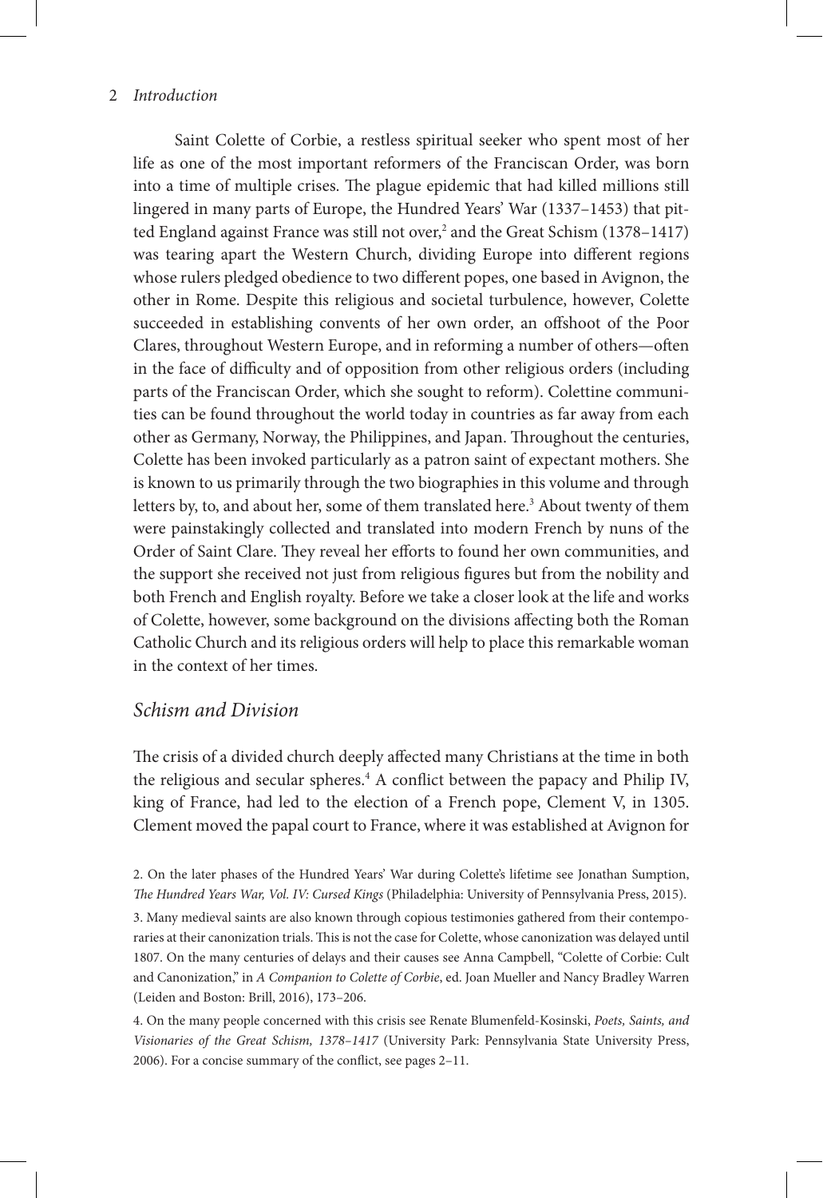Saint Colette of Corbie, a restless spiritual seeker who spent most of her life as one of the most important reformers of the Franciscan Order, was born into a time of multiple crises. The plague epidemic that had killed millions still lingered in many parts of Europe, the Hundred Years' War (1337–1453) that pitted England against France was still not over,[2] and the Great Schism (1378–1417) was tearing apart the Western Church, dividing Europe into different regions whose rulers pledged obedience to two different popes, one based in Avignon, the other in Rome. Despite this religious and societal turbulence, however, Colette succeeded in establishing convents of her own order, an offshoot of the Poor Clares, throughout Western Europe, and in reforming a number of others—often in the face of difficulty and of opposition from other religious orders (including parts of the Franciscan Order, which she sought to reform). Colettine communities can be found throughout the world today in countries as far away from each other as Germany, Norway, the Philippines, and Japan. Throughout the centuries, Colette has been invoked particularly as a patron saint of expectant mothers. She is known to us primarily through the two biographies in this volume and through letters by, to, and about her, some of them translated here.[3] About twenty of them were painstakingly collected and translated into modern French by nuns of the Order of Saint Clare. They reveal her efforts to found her own communities, and the support she received not just from religious figures but from the nobility and both French and English royalty. Before we take a closer look at the life and works of Colette, however, some background on the divisions affecting both the Roman Catholic Church and its religious orders will help to place this remarkable woman in the context of her times.

## Schism and Division

The crisis of a divided church deeply affected many Christians at the time in both the religious and secular spheres.[4] A conflict between the papacy and Philip IV, king of France, had led to the election of a French pope, Clement V, in 1305. Clement moved the papal court to France, where it was established at Avignon for

2. On the later phases of the Hundred Years' War during Colette's lifetime see Jonathan Sumption, *The Hundred Years War, Vol. IV: Cursed Kings* (Philadelphia: University of Pennsylvania Press, 2015).

3. Many medieval saints are also known through copious testimonies gathered from their contemporaries at their canonization trials. This is not the case for Colette, whose canonization was delayed until 1807. On the many centuries of delays and their causes see Anna Campbell, "Colette of Corbie: Cult and Canonization," in *A Companion to Colette of Corbie*, ed. Joan Mueller and Nancy Bradley Warren (Leiden and Boston: Brill, 2016), 173–206.

4. On the many people concerned with this crisis see Renate Blumenfeld-Kosinski, *Poets, Saints, and Visionaries of the Great Schism, 1378–1417* (University Park: Pennsylvania State University Press, 2006). For a concise summary of the conflict, see pages 2–11.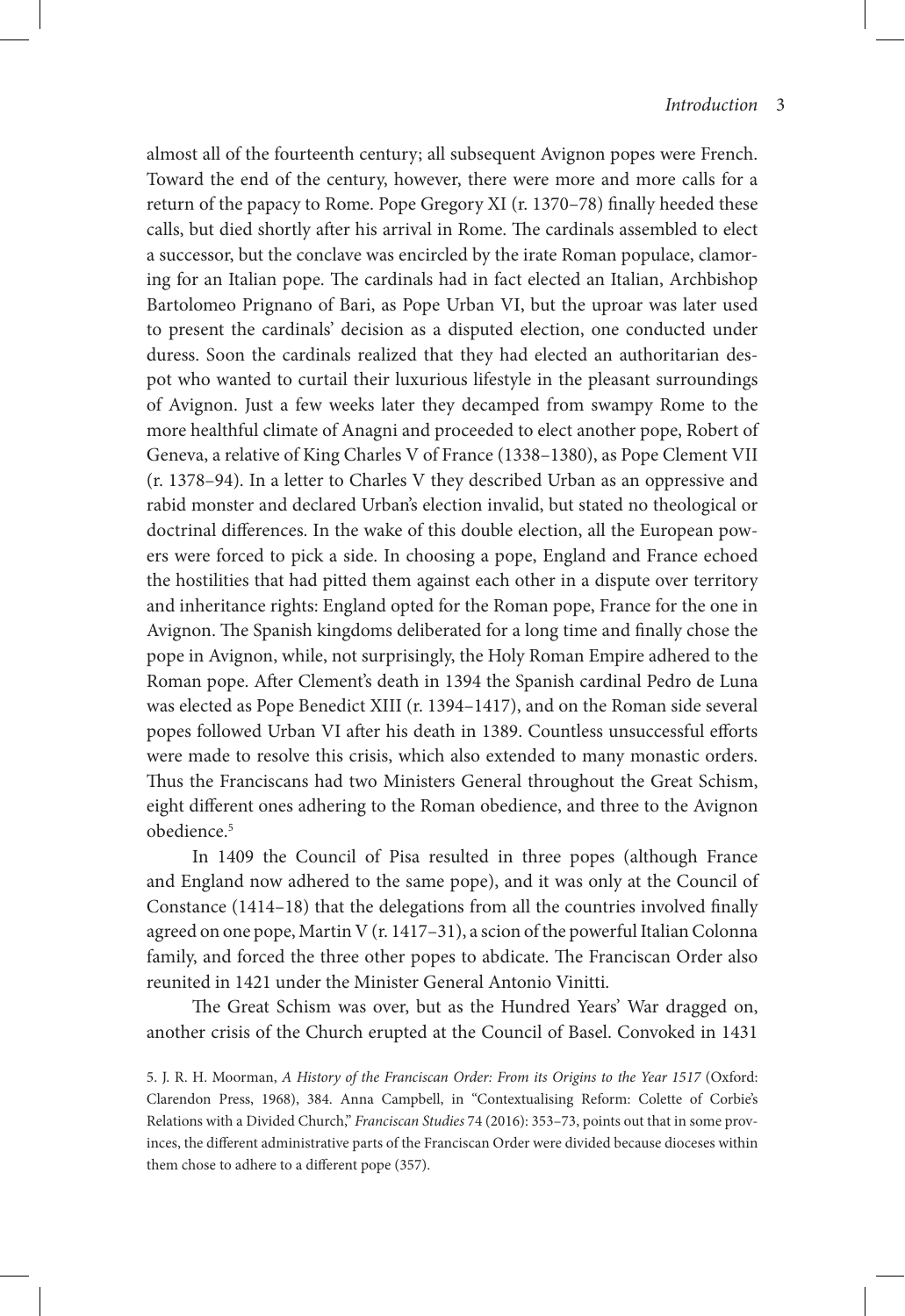almost all of the fourteenth century; all subsequent Avignon popes were French. Toward the end of the century, however, there were more and more calls for a return of the papacy to Rome. Pope Gregory XI (r. 1370–78) finally heeded these calls, but died shortly after his arrival in Rome. The cardinals assembled to elect a successor, but the conclave was encircled by the irate Roman populace, clamoring for an Italian pope. The cardinals had in fact elected an Italian, Archbishop Bartolomeo Prignano of Bari, as Pope Urban VI, but the uproar was later used to present the cardinals' decision as a disputed election, one conducted under duress. Soon the cardinals realized that they had elected an authoritarian despot who wanted to curtail their luxurious lifestyle in the pleasant surroundings of Avignon. Just a few weeks later they decamped from swampy Rome to the more healthful climate of Anagni and proceeded to elect another pope, Robert of Geneva, a relative of King Charles V of France (1338–1380), as Pope Clement VII (r. 1378–94). In a letter to Charles V they described Urban as an oppressive and rabid monster and declared Urban's election invalid, but stated no theological or doctrinal differences. In the wake of this double election, all the European powers were forced to pick a side. In choosing a pope, England and France echoed the hostilities that had pitted them against each other in a dispute over territory and inheritance rights: England opted for the Roman pope, France for the one in Avignon. The Spanish kingdoms deliberated for a long time and finally chose the pope in Avignon, while, not surprisingly, the Holy Roman Empire adhered to the Roman pope. After Clement's death in 1394 the Spanish cardinal Pedro de Luna was elected as Pope Benedict XIII (r. 1394–1417), and on the Roman side several popes followed Urban VI after his death in 1389. Countless unsuccessful efforts were made to resolve this crisis, which also extended to many monastic orders. Thus the Franciscans had two Ministers General throughout the Great Schism, eight different ones adhering to the Roman obedience, and three to the Avignon obedience.[5]

In 1409 the Council of Pisa resulted in three popes (although France and England now adhered to the same pope), and it was only at the Council of Constance (1414–18) that the delegations from all the countries involved finally agreed on one pope, Martin V (r. 1417–31), a scion of the powerful Italian Colonna family, and forced the three other popes to abdicate. The Franciscan Order also reunited in 1421 under the Minister General Antonio Vinitti.

The Great Schism was over, but as the Hundred Years' War dragged on, another crisis of the Church erupted at the Council of Basel. Convoked in 1431

5. J. R. H. Moorman, *A History of the Franciscan Order: From its Origins to the Year 1517* (Oxford: Clarendon Press, 1968), 384. Anna Campbell, in "Contextualising Reform: Colette of Corbie's Relations with a Divided Church," *Franciscan Studies* 74 (2016): 353–73, points out that in some provinces, the different administrative parts of the Franciscan Order were divided because dioceses within them chose to adhere to a different pope (357).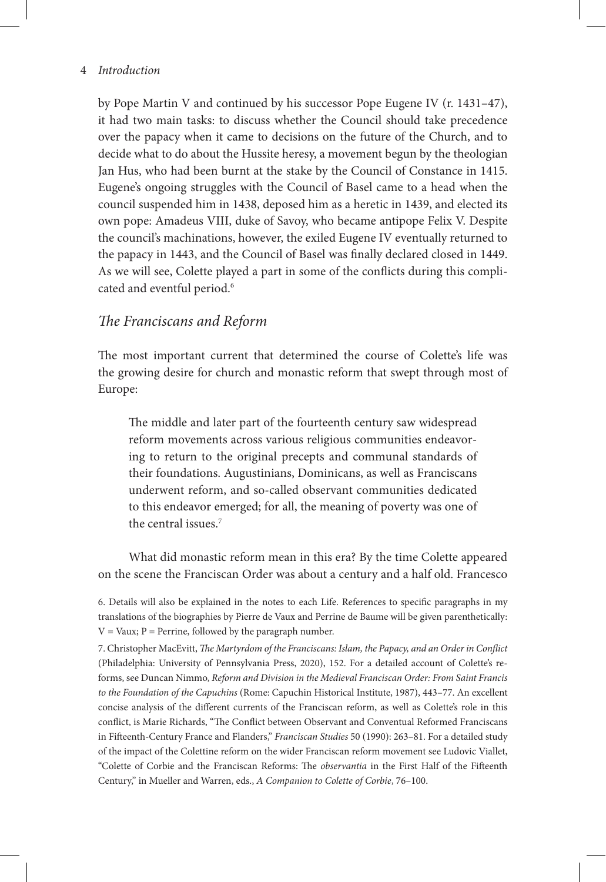by Pope Martin V and continued by his successor Pope Eugene IV (r. 1431–47), it had two main tasks: to discuss whether the Council should take precedence over the papacy when it came to decisions on the future of the Church, and to decide what to do about the Hussite heresy, a movement begun by the theologian Jan Hus, who had been burnt at the stake by the Council of Constance in 1415. Eugene's ongoing struggles with the Council of Basel came to a head when the council suspended him in 1438, deposed him as a heretic in 1439, and elected its own pope: Amadeus VIII, duke of Savoy, who became antipope Felix V. Despite the council's machinations, however, the exiled Eugene IV eventually returned to the papacy in 1443, and the Council of Basel was finally declared closed in 1449. As we will see, Colette played a part in some of the conflicts during this complicated and eventful period.[6]

## *The Franciscans and Reform*

The most important current that determined the course of Colette's life was the growing desire for church and monastic reform that swept through most of Europe:

> The middle and later part of the fourteenth century saw widespread reform movements across various religious communities endeavoring to return to the original precepts and communal standards of their foundations. Augustinians, Dominicans, as well as Franciscans underwent reform, and so-called observant communities dedicated to this endeavor emerged; for all, the meaning of poverty was one of the central issues.[7]

What did monastic reform mean in this era? By the time Colette appeared on the scene the Franciscan Order was about a century and a half old. Francesco

6. Details will also be explained in the notes to each Life. References to specific paragraphs in my translations of the biographies by Pierre de Vaux and Perrine de Baume will be given parenthetically: V = Vaux; P = Perrine, followed by the paragraph number.

7. Christopher MacEvitt, *The Martyrdom of the Franciscans: Islam, the Papacy, and an Order in Conflict* (Philadelphia: University of Pennsylvania Press, 2020), 152. For a detailed account of Colette's reforms, see Duncan Nimmo, *Reform and Division in the Medieval Franciscan Order: From Saint Francis to the Foundation of the Capuchins* (Rome: Capuchin Historical Institute, 1987), 443–77. An excellent concise analysis of the different currents of the Franciscan reform, as well as Colette's role in this conflict, is Marie Richards, "The Conflict between Observant and Conventual Reformed Franciscans in Fifteenth-Century France and Flanders," *Franciscan Studies* 50 (1990): 263–81. For a detailed study of the impact of the Colettine reform on the wider Franciscan reform movement see Ludovic Viallet, "Colette of Corbie and the Franciscan Reforms: The *observantia* in the First Half of the Fifteenth Century," in Mueller and Warren, eds., *A Companion to Colette of Corbie*, 76–100.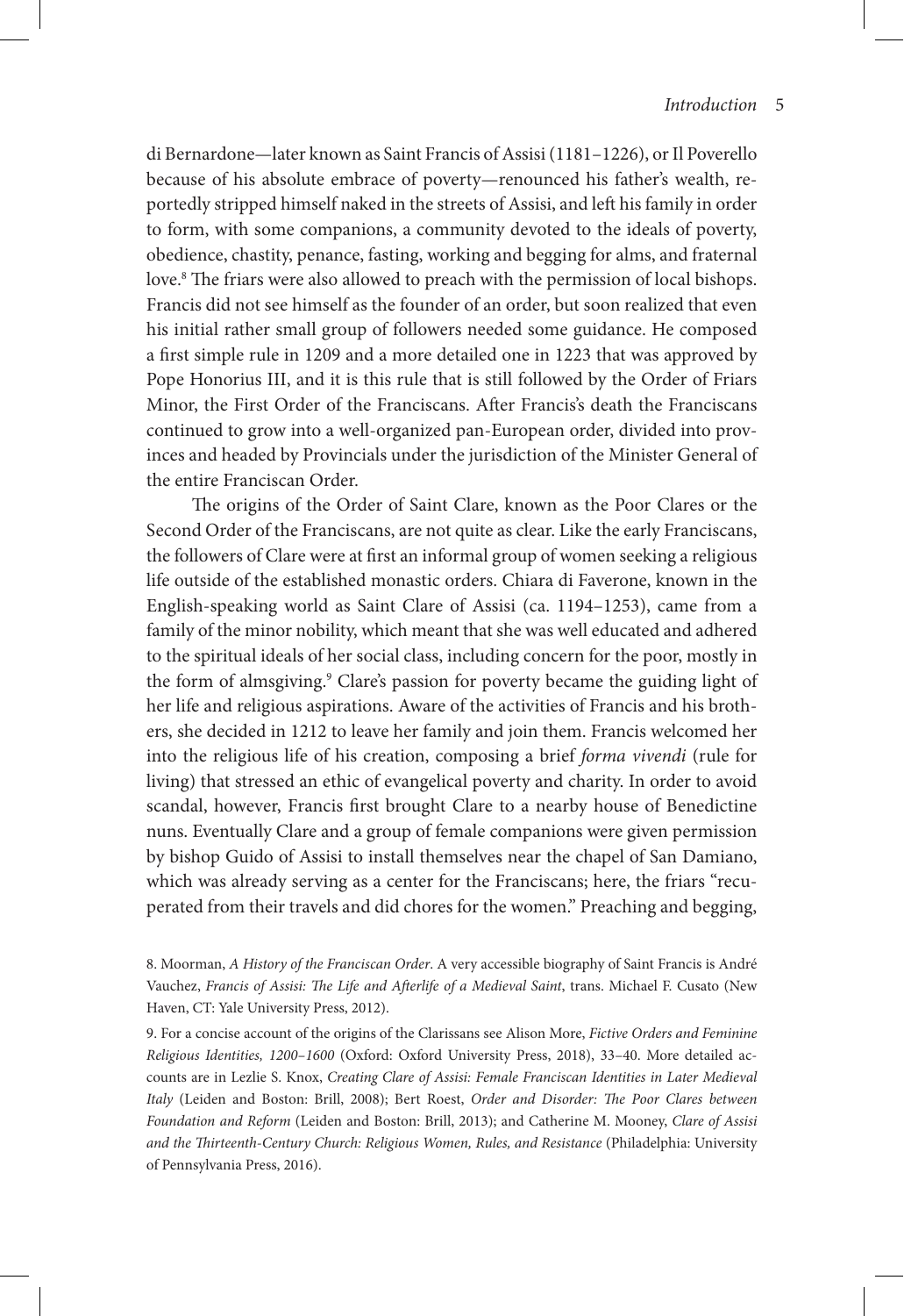di Bernardone—later known as Saint Francis of Assisi (1181–1226), or Il Poverello because of his absolute embrace of poverty—renounced his father's wealth, reportedly stripped himself naked in the streets of Assisi, and left his family in order to form, with some companions, a community devoted to the ideals of poverty, obedience, chastity, penance, fasting, working and begging for alms, and fraternal love.[8] The friars were also allowed to preach with the permission of local bishops. Francis did not see himself as the founder of an order, but soon realized that even his initial rather small group of followers needed some guidance. He composed a first simple rule in 1209 and a more detailed one in 1223 that was approved by Pope Honorius III, and it is this rule that is still followed by the Order of Friars Minor, the First Order of the Franciscans. After Francis's death the Franciscans continued to grow into a well-organized pan-European order, divided into provinces and headed by Provincials under the jurisdiction of the Minister General of the entire Franciscan Order.

The origins of the Order of Saint Clare, known as the Poor Clares or the Second Order of the Franciscans, are not quite as clear. Like the early Franciscans, the followers of Clare were at first an informal group of women seeking a religious life outside of the established monastic orders. Chiara di Faverone, known in the English-speaking world as Saint Clare of Assisi (ca. 1194–1253), came from a family of the minor nobility, which meant that she was well educated and adhered to the spiritual ideals of her social class, including concern for the poor, mostly in the form of almsgiving.[9] Clare's passion for poverty became the guiding light of her life and religious aspirations. Aware of the activities of Francis and his brothers, she decided in 1212 to leave her family and join them. Francis welcomed her into the religious life of his creation, composing a brief *forma vivendi* (rule for living) that stressed an ethic of evangelical poverty and charity. In order to avoid scandal, however, Francis first brought Clare to a nearby house of Benedictine nuns. Eventually Clare and a group of female companions were given permission by bishop Guido of Assisi to install themselves near the chapel of San Damiano, which was already serving as a center for the Franciscans; here, the friars "recuperated from their travels and did chores for the women." Preaching and begging,

8. Moorman, *A History of the Franciscan Order*. A very accessible biography of Saint Francis is André Vauchez, *Francis of Assisi: The Life and Afterlife of a Medieval Saint*, trans. Michael F. Cusato (New Haven, CT: Yale University Press, 2012).

9. For a concise account of the origins of the Clarissans see Alison More, *Fictive Orders and Feminine Religious Identities, 1200–1600* (Oxford: Oxford University Press, 2018), 33–40. More detailed accounts are in Lezlie S. Knox, *Creating Clare of Assisi: Female Franciscan Identities in Later Medieval Italy* (Leiden and Boston: Brill, 2008); Bert Roest, *Order and Disorder: The Poor Clares between Foundation and Reform* (Leiden and Boston: Brill, 2013); and Catherine M. Mooney, *Clare of Assisi and the Thirteenth-Century Church: Religious Women, Rules, and Resistance* (Philadelphia: University of Pennsylvania Press, 2016).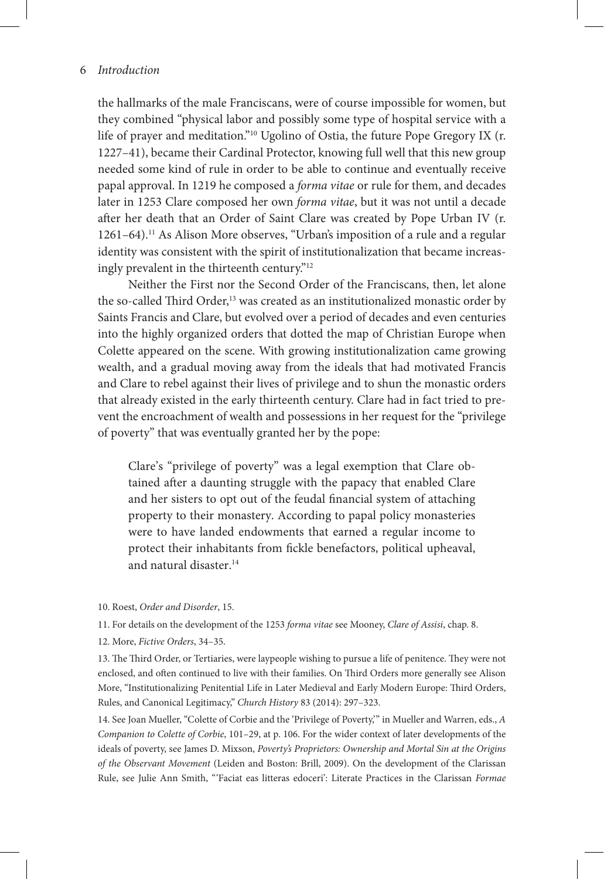the hallmarks of the male Franciscans, were of course impossible for women, but they combined "physical labor and possibly some type of hospital service with a life of prayer and meditation."[10] Ugolino of Ostia, the future Pope Gregory IX (r. 1227–41), became their Cardinal Protector, knowing full well that this new group needed some kind of rule in order to be able to continue and eventually receive papal approval. In 1219 he composed a *forma vitae* or rule for them, and decades later in 1253 Clare composed her own *forma vitae*, but it was not until a decade after her death that an Order of Saint Clare was created by Pope Urban IV (r. 1261–64).[11] As Alison More observes, "Urban's imposition of a rule and a regular identity was consistent with the spirit of institutionalization that became increasingly prevalent in the thirteenth century."[12]

Neither the First nor the Second Order of the Franciscans, then, let alone the so-called Third Order,[13] was created as an institutionalized monastic order by Saints Francis and Clare, but evolved over a period of decades and even centuries into the highly organized orders that dotted the map of Christian Europe when Colette appeared on the scene. With growing institutionalization came growing wealth, and a gradual moving away from the ideals that had motivated Francis and Clare to rebel against their lives of privilege and to shun the monastic orders that already existed in the early thirteenth century. Clare had in fact tried to prevent the encroachment of wealth and possessions in her request for the "privilege of poverty" that was eventually granted her by the pope:

> Clare's "privilege of poverty" was a legal exemption that Clare obtained after a daunting struggle with the papacy that enabled Clare and her sisters to opt out of the feudal financial system of attaching property to their monastery. According to papal policy monasteries were to have landed endowments that earned a regular income to protect their inhabitants from fickle benefactors, political upheaval, and natural disaster.[14]

10. Roest, *Order and Disorder*, 15.

11. For details on the development of the 1253 *forma vitae* see Mooney, *Clare of Assisi*, chap. 8.

12. More, *Fictive Orders*, 34–35.

13. The Third Order, or Tertiaries, were laypeople wishing to pursue a life of penitence. They were not enclosed, and often continued to live with their families. On Third Orders more generally see Alison More, "Institutionalizing Penitential Life in Later Medieval and Early Modern Europe: Third Orders, Rules, and Canonical Legitimacy," *Church History* 83 (2014): 297–323.

14. See Joan Mueller, "Colette of Corbie and the 'Privilege of Poverty,'" in Mueller and Warren, eds., *A Companion to Colette of Corbie*, 101–29, at p. 106. For the wider context of later developments of the ideals of poverty, see James D. Mixson, *Poverty's Proprietors: Ownership and Mortal Sin at the Origins of the Observant Movement* (Leiden and Boston: Brill, 2009). On the development of the Clarissan Rule, see Julie Ann Smith, "'Faciat eas litteras edoceri': Literate Practices in the Clarissan *Formae*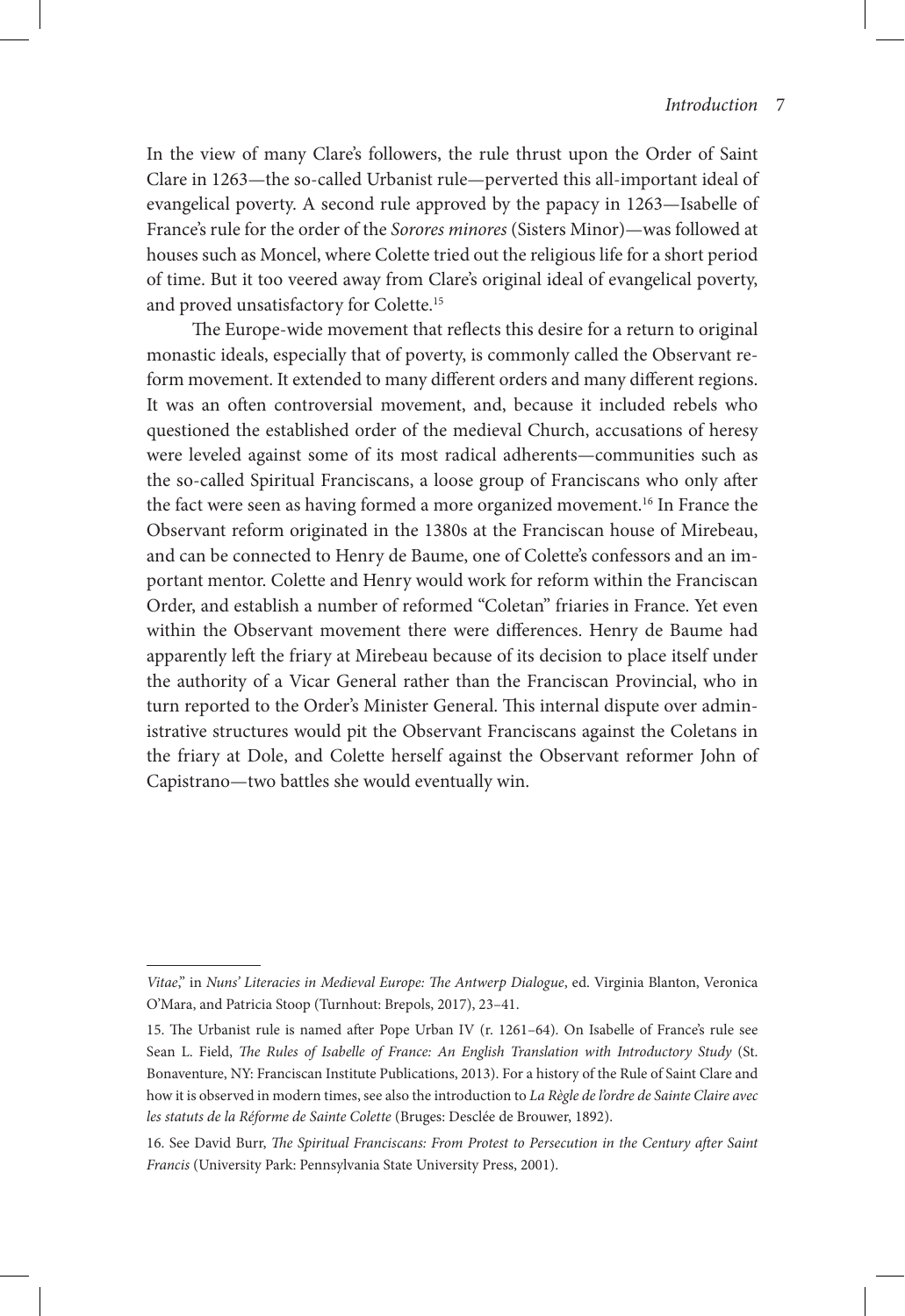In the view of many Clare's followers, the rule thrust upon the Order of Saint Clare in 1263—the so-called Urbanist rule—perverted this all-important ideal of evangelical poverty. A second rule approved by the papacy in 1263—Isabelle of France's rule for the order of the *Sorores minores* (Sisters Minor)—was followed at houses such as Moncel, where Colette tried out the religious life for a short period of time. But it too veered away from Clare's original ideal of evangelical poverty, and proved unsatisfactory for Colette.[15]

The Europe-wide movement that reflects this desire for a return to original monastic ideals, especially that of poverty, is commonly called the Observant reform movement. It extended to many different orders and many different regions. It was an often controversial movement, and, because it included rebels who questioned the established order of the medieval Church, accusations of heresy were leveled against some of its most radical adherents—communities such as the so-called Spiritual Franciscans, a loose group of Franciscans who only after the fact were seen as having formed a more organized movement.[16] In France the Observant reform originated in the 1380s at the Franciscan house of Mirebeau, and can be connected to Henry de Baume, one of Colette's confessors and an important mentor. Colette and Henry would work for reform within the Franciscan Order, and establish a number of reformed "Coletan" friaries in France. Yet even within the Observant movement there were differences. Henry de Baume had apparently left the friary at Mirebeau because of its decision to place itself under the authority of a Vicar General rather than the Franciscan Provincial, who in turn reported to the Order's Minister General. This internal dispute over administrative structures would pit the Observant Franciscans against the Coletans in the friary at Dole, and Colette herself against the Observant reformer John of Capistrano—two battles she would eventually win.

---

*Vitae*," in *Nuns' Literacies in Medieval Europe: The Antwerp Dialogue*, ed. Virginia Blanton, Veronica O'Mara, and Patricia Stoop (Turnhout: Brepols, 2017), 23–41.

15. The Urbanist rule is named after Pope Urban IV (r. 1261–64). On Isabelle of France's rule see Sean L. Field, *The Rules of Isabelle of France: An English Translation with Introductory Study* (St. Bonaventure, NY: Franciscan Institute Publications, 2013). For a history of the Rule of Saint Clare and how it is observed in modern times, see also the introduction to *La Règle de l'ordre de Sainte Claire avec les statuts de la Réforme de Sainte Colette* (Bruges: Desclée de Brouwer, 1892).

16. See David Burr, *The Spiritual Franciscans: From Protest to Persecution in the Century after Saint Francis* (University Park: Pennsylvania State University Press, 2001).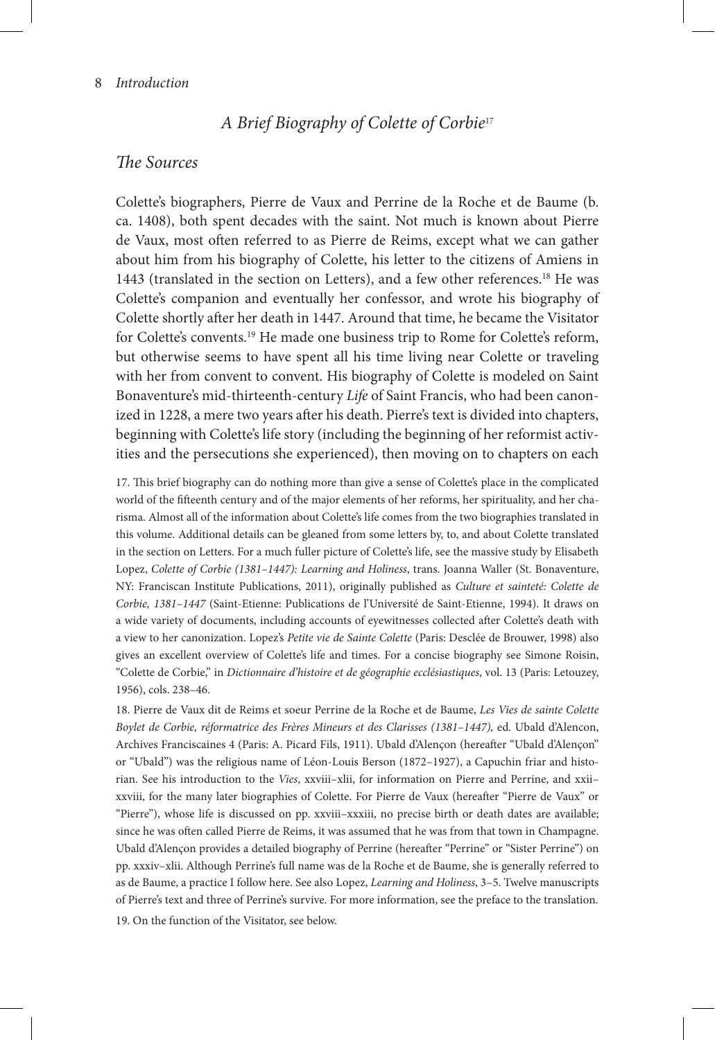## *A Brief Biography of Colette of Corbie*[17]

### *The Sources*

Colette's biographers, Pierre de Vaux and Perrine de la Roche et de Baume (b. ca. 1408), both spent decades with the saint. Not much is known about Pierre de Vaux, most often referred to as Pierre de Reims, except what we can gather about him from his biography of Colette, his letter to the citizens of Amiens in 1443 (translated in the section on Letters), and a few other references.[18] He was Colette's companion and eventually her confessor, and wrote his biography of Colette shortly after her death in 1447. Around that time, he became the Visitator for Colette's convents.[19] He made one business trip to Rome for Colette's reform, but otherwise seems to have spent all his time living near Colette or traveling with her from convent to convent. His biography of Colette is modeled on Saint Bonaventure's mid-thirteenth-century *Life* of Saint Francis, who had been canonized in 1228, a mere two years after his death. Pierre's text is divided into chapters, beginning with Colette's life story (including the beginning of her reformist activities and the persecutions she experienced), then moving on to chapters on each

17. This brief biography can do nothing more than give a sense of Colette's place in the complicated world of the fifteenth century and of the major elements of her reforms, her spirituality, and her charisma. Almost all of the information about Colette's life comes from the two biographies translated in this volume. Additional details can be gleaned from some letters by, to, and about Colette translated in the section on Letters. For a much fuller picture of Colette's life, see the massive study by Elisabeth Lopez, *Colette of Corbie (1381–1447): Learning and Holiness*, trans. Joanna Waller (St. Bonaventure, NY: Franciscan Institute Publications, 2011), originally published as *Culture et sainteté: Colette de Corbie, 1381–1447* (Saint-Etienne: Publications de l'Université de Saint-Etienne, 1994). It draws on a wide variety of documents, including accounts of eyewitnesses collected after Colette's death with a view to her canonization. Lopez's *Petite vie de Sainte Colette* (Paris: Desclée de Brouwer, 1998) also gives an excellent overview of Colette's life and times. For a concise biography see Simone Roisin, "Colette de Corbie," in *Dictionnaire d'histoire et de géographie ecclésiastiques*, vol. 13 (Paris: Letouzey, 1956), cols. 238–46.

18. Pierre de Vaux dit de Reims et soeur Perrine de la Roche et de Baume, *Les Vies de sainte Colette Boylet de Corbie, réformatrice des Frères Mineurs et des Clarisses (1381–1447),* ed. Ubald d'Alencon, Archives Franciscaines 4 (Paris: A. Picard Fils, 1911). Ubald d'Alençon (hereafter "Ubald d'Alençon" or "Ubald") was the religious name of Léon-Louis Berson (1872–1927), a Capuchin friar and historian. See his introduction to the *Vies*, xxviii–xlii, for information on Pierre and Perrine, and xxii–xxviii, for the many later biographies of Colette. For Pierre de Vaux (hereafter "Pierre de Vaux" or "Pierre"), whose life is discussed on pp. xxviii–xxxiii, no precise birth or death dates are available; since he was often called Pierre de Reims, it was assumed that he was from that town in Champagne. Ubald d'Alençon provides a detailed biography of Perrine (hereafter "Perrine" or "Sister Perrine") on pp. xxxiv–xlii. Although Perrine's full name was de la Roche et de Baume, she is generally referred to as de Baume, a practice I follow here. See also Lopez, *Learning and Holiness*, 3–5. Twelve manuscripts of Pierre's text and three of Perrine's survive. For more information, see the preface to the translation.

19. On the function of the Visitator, see below.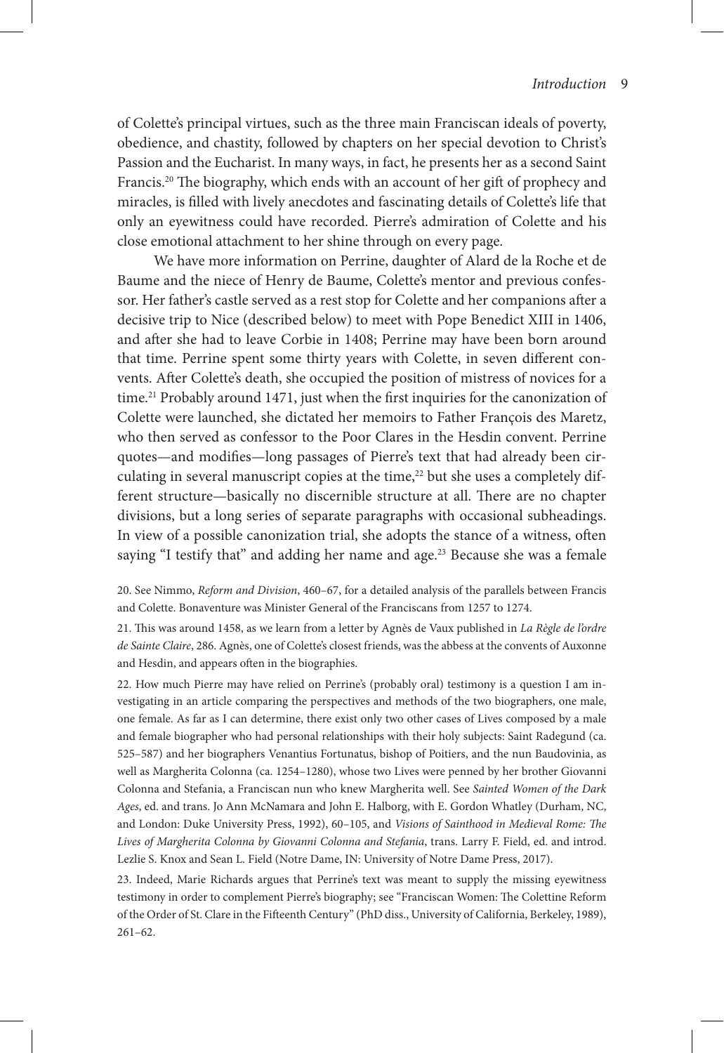of Colette's principal virtues, such as the three main Franciscan ideals of poverty, obedience, and chastity, followed by chapters on her special devotion to Christ's Passion and the Eucharist. In many ways, in fact, he presents her as a second Saint Francis.[20] The biography, which ends with an account of her gift of prophecy and miracles, is filled with lively anecdotes and fascinating details of Colette's life that only an eyewitness could have recorded. Pierre's admiration of Colette and his close emotional attachment to her shine through on every page.

We have more information on Perrine, daughter of Alard de la Roche et de Baume and the niece of Henry de Baume, Colette's mentor and previous confessor. Her father's castle served as a rest stop for Colette and her companions after a decisive trip to Nice (described below) to meet with Pope Benedict XIII in 1406, and after she had to leave Corbie in 1408; Perrine may have been born around that time. Perrine spent some thirty years with Colette, in seven different convents. After Colette's death, she occupied the position of mistress of novices for a time.[21] Probably around 1471, just when the first inquiries for the canonization of Colette were launched, she dictated her memoirs to Father François des Maretz, who then served as confessor to the Poor Clares in the Hesdin convent. Perrine quotes—and modifies—long passages of Pierre's text that had already been circulating in several manuscript copies at the time,[22] but she uses a completely different structure—basically no discernible structure at all. There are no chapter divisions, but a long series of separate paragraphs with occasional subheadings. In view of a possible canonization trial, she adopts the stance of a witness, often saying "I testify that" and adding her name and age.[23] Because she was a female

20. See Nimmo, *Reform and Division*, 460–67, for a detailed analysis of the parallels between Francis and Colette. Bonaventure was Minister General of the Franciscans from 1257 to 1274.

21. This was around 1458, as we learn from a letter by Agnès de Vaux published in *La Règle de l'ordre de Sainte Claire*, 286. Agnès, one of Colette's closest friends, was the abbess at the convents of Auxonne and Hesdin, and appears often in the biographies.

22. How much Pierre may have relied on Perrine's (probably oral) testimony is a question I am investigating in an article comparing the perspectives and methods of the two biographers, one male, one female. As far as I can determine, there exist only two other cases of Lives composed by a male and female biographer who had personal relationships with their holy subjects: Saint Radegund (ca. 525–587) and her biographers Venantius Fortunatus, bishop of Poitiers, and the nun Baudovinia, as well as Margherita Colonna (ca. 1254–1280), whose two Lives were penned by her brother Giovanni Colonna and Stefania, a Franciscan nun who knew Margherita well. See *Sainted Women of the Dark Ages*, ed. and trans. Jo Ann McNamara and John E. Halborg, with E. Gordon Whatley (Durham, NC, and London: Duke University Press, 1992), 60–105, and *Visions of Sainthood in Medieval Rome: The Lives of Margherita Colonna by Giovanni Colonna and Stefania*, trans. Larry F. Field, ed. and introd. Lezlie S. Knox and Sean L. Field (Notre Dame, IN: University of Notre Dame Press, 2017).

23. Indeed, Marie Richards argues that Perrine's text was meant to supply the missing eyewitness testimony in order to complement Pierre's biography; see "Franciscan Women: The Colettine Reform of the Order of St. Clare in the Fifteenth Century" (PhD diss., University of California, Berkeley, 1989), 261–62.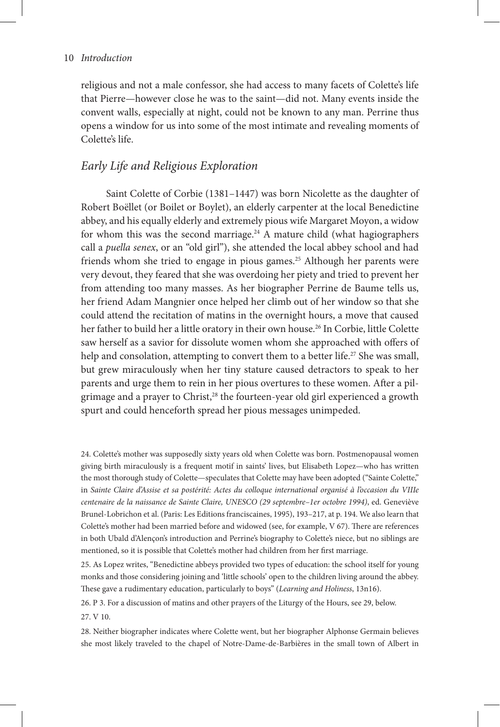religious and not a male confessor, she had access to many facets of Colette's life that Pierre—however close he was to the saint—did not. Many events inside the convent walls, especially at night, could not be known to any man. Perrine thus opens a window for us into some of the most intimate and revealing moments of Colette's life.

## *Early Life and Religious Exploration*

Saint Colette of Corbie (1381–1447) was born Nicolette as the daughter of Robert Boëllet (or Boilet or Boylet), an elderly carpenter at the local Benedictine abbey, and his equally elderly and extremely pious wife Margaret Moyon, a widow for whom this was the second marriage.[24] A mature child (what hagiographers call a *puella senex*, or an "old girl"), she attended the local abbey school and had friends whom she tried to engage in pious games.[25] Although her parents were very devout, they feared that she was overdoing her piety and tried to prevent her from attending too many masses. As her biographer Perrine de Baume tells us, her friend Adam Mangnier once helped her climb out of her window so that she could attend the recitation of matins in the overnight hours, a move that caused her father to build her a little oratory in their own house.[26] In Corbie, little Colette saw herself as a savior for dissolute women whom she approached with offers of help and consolation, attempting to convert them to a better life.[27] She was small, but grew miraculously when her tiny stature caused detractors to speak to her parents and urge them to rein in her pious overtures to these women. After a pilgrimage and a prayer to Christ,[28] the fourteen-year old girl experienced a growth spurt and could henceforth spread her pious messages unimpeded.

24. Colette's mother was supposedly sixty years old when Colette was born. Postmenopausal women giving birth miraculously is a frequent motif in saints' lives, but Elisabeth Lopez—who has written the most thorough study of Colette—speculates that Colette may have been adopted ("Sainte Colette," in *Sainte Claire d'Assise et sa postérité: Actes du colloque international organisé à l'occasion du VIIIe centenaire de la naissance de Sainte Claire, UNESCO (29 septembre–1er octobre 1994)*, ed. Geneviève Brunel-Lobrichon et al. (Paris: Les Editions franciscaines, 1995), 193–217, at p. 194. We also learn that Colette's mother had been married before and widowed (see, for example, V 67). There are references in both Ubald d'Alençon's introduction and Perrine's biography to Colette's niece, but no siblings are mentioned, so it is possible that Colette's mother had children from her first marriage.

25. As Lopez writes, "Benedictine abbeys provided two types of education: the school itself for young monks and those considering joining and 'little schools' open to the children living around the abbey. These gave a rudimentary education, particularly to boys" (*Learning and Holiness*, 13n16).

26. P 3. For a discussion of matins and other prayers of the Liturgy of the Hours, see 29, below.

27. V 10.

28. Neither biographer indicates where Colette went, but her biographer Alphonse Germain believes she most likely traveled to the chapel of Notre-Dame-de-Barbières in the small town of Albert in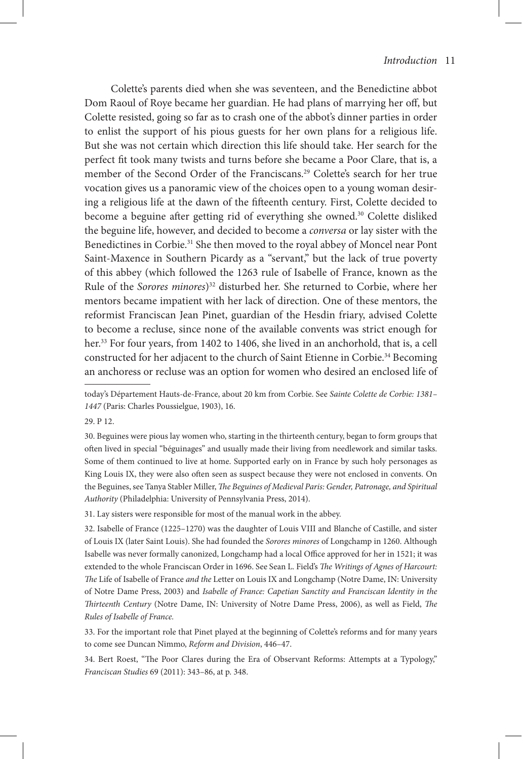Colette's parents died when she was seventeen, and the Benedictine abbot Dom Raoul of Roye became her guardian. He had plans of marrying her off, but Colette resisted, going so far as to crash one of the abbot's dinner parties in order to enlist the support of his pious guests for her own plans for a religious life. But she was not certain which direction this life should take. Her search for the perfect fit took many twists and turns before she became a Poor Clare, that is, a member of the Second Order of the Franciscans.[29] Colette's search for her true vocation gives us a panoramic view of the choices open to a young woman desiring a religious life at the dawn of the fifteenth century. First, Colette decided to become a beguine after getting rid of everything she owned.[30] Colette disliked the beguine life, however, and decided to become a *conversa* or lay sister with the Benedictines in Corbie.[31] She then moved to the royal abbey of Moncel near Pont Saint-Maxence in Southern Picardy as a "servant," but the lack of true poverty of this abbey (which followed the 1263 rule of Isabelle of France, known as the Rule of the *Sorores minores*)[32] disturbed her. She returned to Corbie, where her mentors became impatient with her lack of direction. One of these mentors, the reformist Franciscan Jean Pinet, guardian of the Hesdin friary, advised Colette to become a recluse, since none of the available convents was strict enough for her.[33] For four years, from 1402 to 1406, she lived in an anchorhold, that is, a cell constructed for her adjacent to the church of Saint Etienne in Corbie.[34] Becoming an anchoress or recluse was an option for women who desired an enclosed life of

---

today's Département Hauts-de-France, about 20 km from Corbie. See *Sainte Colette de Corbie: 1381–1447* (Paris: Charles Poussielgue, 1903), 16.

29. P 12.

30. Beguines were pious lay women who, starting in the thirteenth century, began to form groups that often lived in special "béguinages" and usually made their living from needlework and similar tasks. Some of them continued to live at home. Supported early on in France by such holy personages as King Louis IX, they were also often seen as suspect because they were not enclosed in convents. On the Beguines, see Tanya Stabler Miller, *The Beguines of Medieval Paris: Gender, Patronage, and Spiritual Authority* (Philadelphia: University of Pennsylvania Press, 2014).

31. Lay sisters were responsible for most of the manual work in the abbey.

32. Isabelle of France (1225–1270) was the daughter of Louis VIII and Blanche of Castille, and sister of Louis IX (later Saint Louis). She had founded the *Sorores minores* of Longchamp in 1260. Although Isabelle was never formally canonized, Longchamp had a local Office approved for her in 1521; it was extended to the whole Franciscan Order in 1696. See Sean L. Field's *The Writings of Agnes of Harcourt: The* Life of Isabelle of France *and the* Letter on Louis IX and Longchamp (Notre Dame, IN: University of Notre Dame Press, 2003) and *Isabelle of France: Capetian Sanctity and Franciscan Identity in the Thirteenth Century* (Notre Dame, IN: University of Notre Dame Press, 2006), as well as Field, *The Rules of Isabelle of France*.

33. For the important role that Pinet played at the beginning of Colette's reforms and for many years to come see Duncan Nimmo, *Reform and Division*, 446–47.

34. Bert Roest, "The Poor Clares during the Era of Observant Reforms: Attempts at a Typology," *Franciscan Studies* 69 (2011): 343–86, at p. 348.